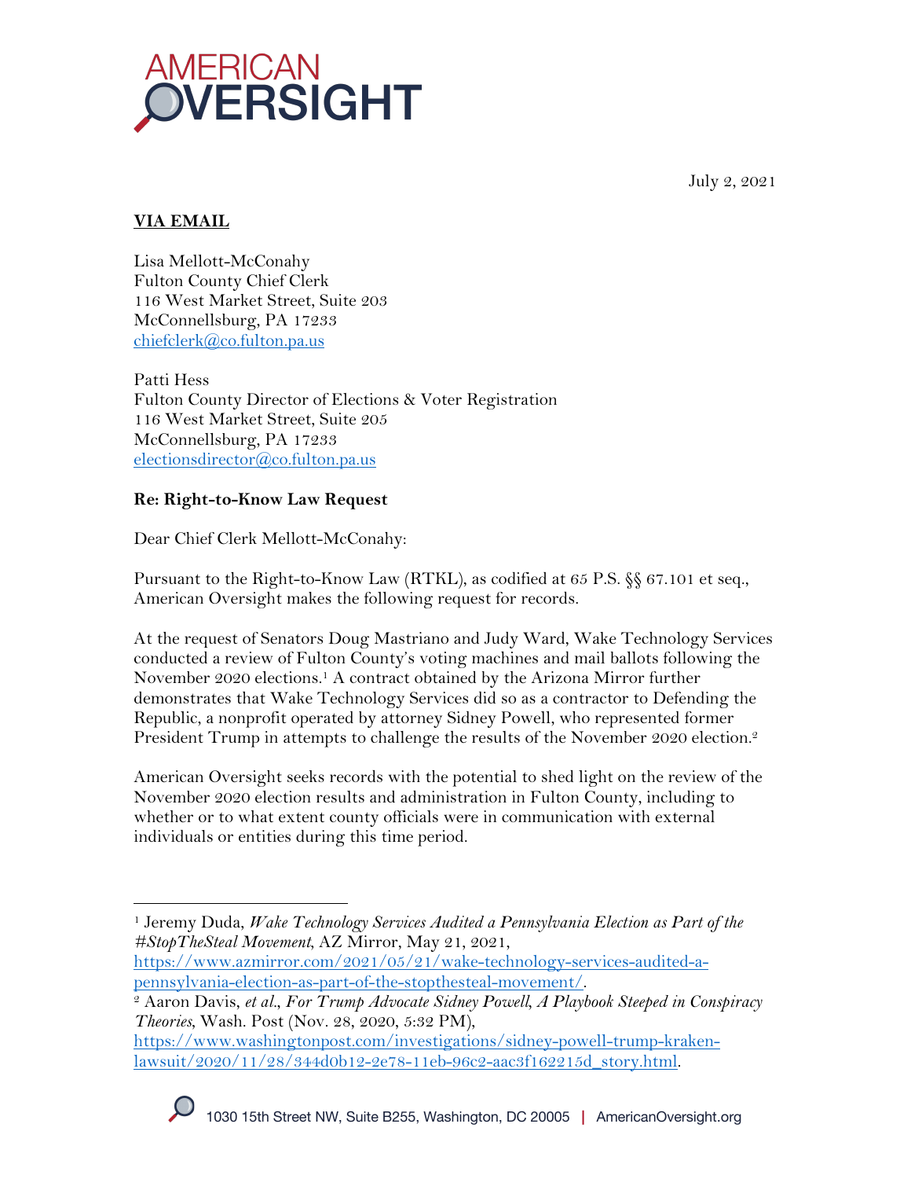AMERICAN OVERSIGHT

July 2, 2021

**VIA EMAIL**

Lisa Mellott-McConahy
Fulton County Chief Clerk
116 West Market Street, Suite 203
McConnellsburg, PA 17233
chiefclerk@co.fulton.pa.us

Patti Hess
Fulton County Director of Elections & Voter Registration
116 West Market Street, Suite 205
McConnellsburg, PA 17233
electionsdirector@co.fulton.pa.us

**Re: Right-to-Know Law Request**

Dear Chief Clerk Mellott-McConahy:

Pursuant to the Right-to-Know Law (RTKL), as codified at 65 P.S. §§ 67.101 et seq., American Oversight makes the following request for records.

At the request of Senators Doug Mastriano and Judy Ward, Wake Technology Services conducted a review of Fulton County's voting machines and mail ballots following the November 2020 elections.[1] A contract obtained by the Arizona Mirror further demonstrates that Wake Technology Services did so as a contractor to Defending the Republic, a nonprofit operated by attorney Sidney Powell, who represented former President Trump in attempts to challenge the results of the November 2020 election.[2]

American Oversight seeks records with the potential to shed light on the review of the November 2020 election results and administration in Fulton County, including to whether or to what extent county officials were in communication with external individuals or entities during this time period.

---

[1] Jeremy Duda, *Wake Technology Services Audited a Pennsylvania Election as Part of the #StopTheSteal Movement*, AZ Mirror, May 21, 2021, https://www.azmirror.com/2021/05/21/wake-technology-services-audited-a-pennsylvania-election-as-part-of-the-stopthesteal-movement/.

[2] Aaron Davis, *et al.*, *For Trump Advocate Sidney Powell, A Playbook Steeped in Conspiracy Theories*, Wash. Post (Nov. 28, 2020, 5:32 PM), https://www.washingtonpost.com/investigations/sidney-powell-trump-kraken-lawsuit/2020/11/28/344d0b12-2e78-11eb-96c2-aac3f162215d_story.html.

1030 15th Street NW, Suite B255, Washington, DC 20005 | AmericanOversight.org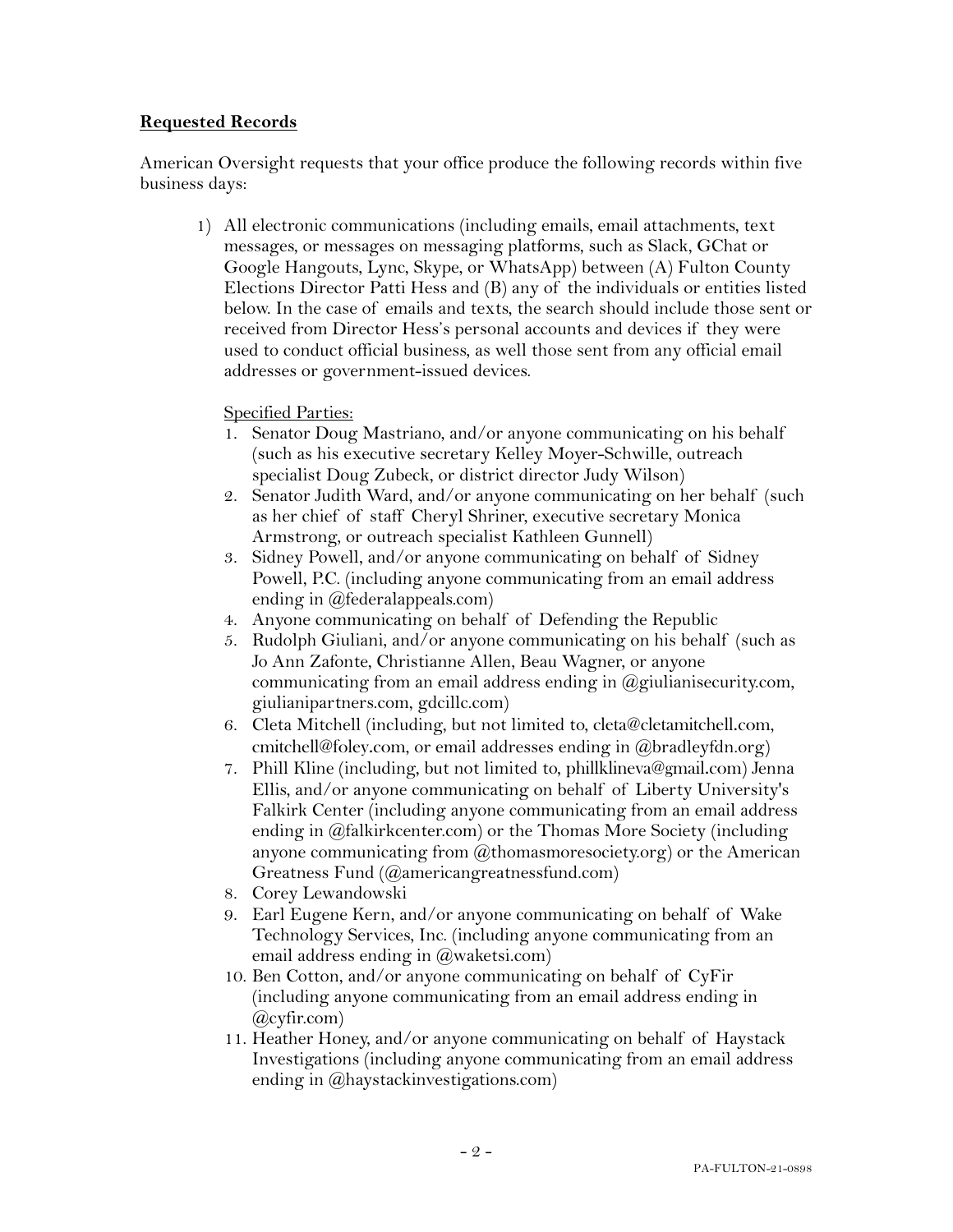**Requested Records**

American Oversight requests that your office produce the following records within five business days:

1) All electronic communications (including emails, email attachments, text messages, or messages on messaging platforms, such as Slack, GChat or Google Hangouts, Lync, Skype, or WhatsApp) between (A) Fulton County Elections Director Patti Hess and (B) any of the individuals or entities listed below. In the case of emails and texts, the search should include those sent or received from Director Hess's personal accounts and devices if they were used to conduct official business, as well those sent from any official email addresses or government-issued devices.

   Specified Parties:

   1. Senator Doug Mastriano, and/or anyone communicating on his behalf (such as his executive secretary Kelley Moyer-Schwille, outreach specialist Doug Zubeck, or district director Judy Wilson)
   2. Senator Judith Ward, and/or anyone communicating on her behalf (such as her chief of staff Cheryl Shriner, executive secretary Monica Armstrong, or outreach specialist Kathleen Gunnell)
   3. Sidney Powell, and/or anyone communicating on behalf of Sidney Powell, P.C. (including anyone communicating from an email address ending in @federalappeals.com)
   4. Anyone communicating on behalf of Defending the Republic
   5. Rudolph Giuliani, and/or anyone communicating on his behalf (such as Jo Ann Zafonte, Christianne Allen, Beau Wagner, or anyone communicating from an email address ending in @giulianisecurity.com, giulianipartners.com, gdcillc.com)
   6. Cleta Mitchell (including, but not limited to, cleta@cletamitchell.com, cmitchell@foley.com, or email addresses ending in @bradleyfdn.org)
   7. Phill Kline (including, but not limited to, phillklineva@gmail.com) Jenna Ellis, and/or anyone communicating on behalf of Liberty University's Falkirk Center (including anyone communicating from an email address ending in @falkirkcenter.com) or the Thomas More Society (including anyone communicating from @thomasmoresociety.org) or the American Greatness Fund (@americangreatnessfund.com)
   8. Corey Lewandowski
   9. Earl Eugene Kern, and/or anyone communicating on behalf of Wake Technology Services, Inc. (including anyone communicating from an email address ending in @waketsi.com)
   10. Ben Cotton, and/or anyone communicating on behalf of CyFir (including anyone communicating from an email address ending in @cyfir.com)
   11. Heather Honey, and/or anyone communicating on behalf of Haystack Investigations (including anyone communicating from an email address ending in @haystackinvestigations.com)

PA-FULTON-21-0898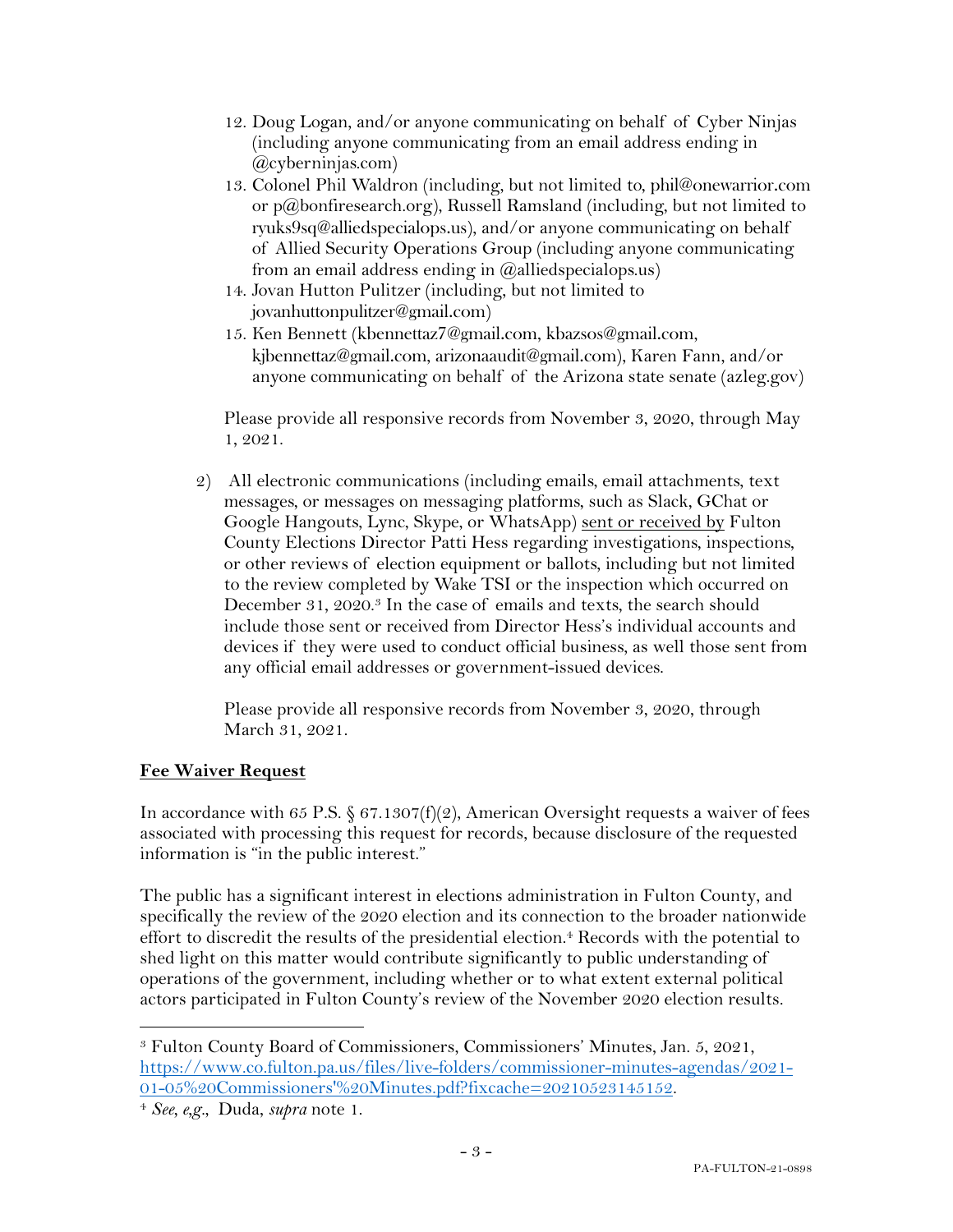12. Doug Logan, and/or anyone communicating on behalf of Cyber Ninjas (including anyone communicating from an email address ending in @cyberninjas.com)
13. Colonel Phil Waldron (including, but not limited to, phil@onewarrior.com or p@bonfiresearch.org), Russell Ramsland (including, but not limited to ryuks9sq@alliedspecialops.us), and/or anyone communicating on behalf of Allied Security Operations Group (including anyone communicating from an email address ending in @alliedspecialops.us)
14. Jovan Hutton Pulitzer (including, but not limited to jovanhuttonpulitzer@gmail.com)
15. Ken Bennett (kbennettaz7@gmail.com, kbazsos@gmail.com, kjbennettaz@gmail.com, arizonaaudit@gmail.com), Karen Fann, and/or anyone communicating on behalf of the Arizona state senate (azleg.gov)

   Please provide all responsive records from November 3, 2020, through May 1, 2021.

2) All electronic communications (including emails, email attachments, text messages, or messages on messaging platforms, such as Slack, GChat or Google Hangouts, Lync, Skype, or WhatsApp) <u>sent or received by</u> Fulton County Elections Director Patti Hess regarding investigations, inspections, or other reviews of election equipment or ballots, including but not limited to the review completed by Wake TSI or the inspection which occurred on December 31, 2020.[3] In the case of emails and texts, the search should include those sent or received from Director Hess's individual accounts and devices if they were used to conduct official business, as well those sent from any official email addresses or government-issued devices.

   Please provide all responsive records from November 3, 2020, through March 31, 2021.

## <u>Fee Waiver Request</u>

In accordance with 65 P.S. § 67.1307(f)(2), American Oversight requests a waiver of fees associated with processing this request for records, because disclosure of the requested information is "in the public interest."

The public has a significant interest in elections administration in Fulton County, and specifically the review of the 2020 election and its connection to the broader nationwide effort to discredit the results of the presidential election.[4] Records with the potential to shed light on this matter would contribute significantly to public understanding of operations of the government, including whether or to what extent external political actors participated in Fulton County's review of the November 2020 election results.

---

[3] Fulton County Board of Commissioners, Commissioners' Minutes, Jan. 5, 2021, https://www.co.fulton.pa.us/files/live-folders/commissioner-minutes-agendas/2021-01-05%20Commissioners'%20Minutes.pdf?fixcache=20210523145152.

[4] *See, e.g.*, Duda, *supra* note 1.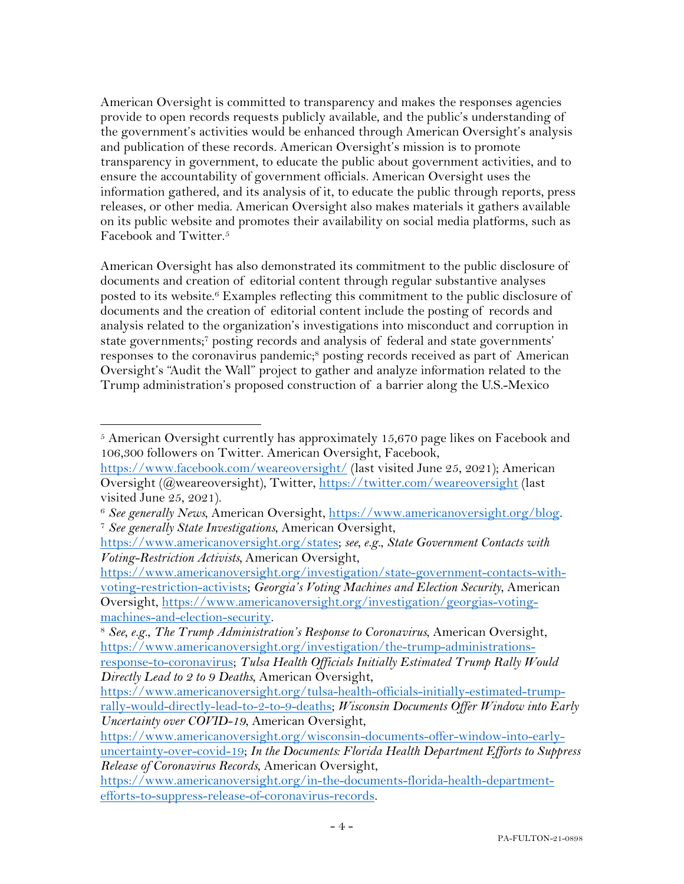American Oversight is committed to transparency and makes the responses agencies provide to open records requests publicly available, and the public's understanding of the government's activities would be enhanced through American Oversight's analysis and publication of these records. American Oversight's mission is to promote transparency in government, to educate the public about government activities, and to ensure the accountability of government officials. American Oversight uses the information gathered, and its analysis of it, to educate the public through reports, press releases, or other media. American Oversight also makes materials it gathers available on its public website and promotes their availability on social media platforms, such as Facebook and Twitter.[5]

American Oversight has also demonstrated its commitment to the public disclosure of documents and creation of editorial content through regular substantive analyses posted to its website.[6] Examples reflecting this commitment to the public disclosure of documents and the creation of editorial content include the posting of records and analysis related to the organization's investigations into misconduct and corruption in state governments;[7] posting records and analysis of federal and state governments' responses to the coronavirus pandemic;[8] posting records received as part of American Oversight's "Audit the Wall" project to gather and analyze information related to the Trump administration's proposed construction of a barrier along the U.S.-Mexico

---

[5] American Oversight currently has approximately 15,670 page likes on Facebook and 106,300 followers on Twitter. American Oversight, Facebook, https://www.facebook.com/weareoversight/ (last visited June 25, 2021); American Oversight (@weareoversight), Twitter, https://twitter.com/weareoversight (last visited June 25, 2021).

[6] *See generally News*, American Oversight, https://www.americanoversight.org/blog.

[7] *See generally State Investigations*, American Oversight, https://www.americanoversight.org/states; *see, e.g.*, *State Government Contacts with Voting-Restriction Activists*, American Oversight, https://www.americanoversight.org/investigation/state-government-contacts-with-voting-restriction-activists; *Georgia's Voting Machines and Election Security*, American Oversight, https://www.americanoversight.org/investigation/georgias-voting-machines-and-election-security.

[8] *See, e.g.*, *The Trump Administration's Response to Coronavirus*, American Oversight, https://www.americanoversight.org/investigation/the-trump-administrations-response-to-coronavirus; *Tulsa Health Officials Initially Estimated Trump Rally Would Directly Lead to 2 to 9 Deaths*, American Oversight, https://www.americanoversight.org/tulsa-health-officials-initially-estimated-trump-rally-would-directly-lead-to-2-to-9-deaths; *Wisconsin Documents Offer Window into Early Uncertainty over COVID-19*, American Oversight, https://www.americanoversight.org/wisconsin-documents-offer-window-into-early-uncertainty-over-covid-19; *In the Documents: Florida Health Department Efforts to Suppress Release of Coronavirus Records*, American Oversight, https://www.americanoversight.org/in-the-documents-florida-health-department-efforts-to-suppress-release-of-coronavirus-records.

PA-FULTON-21-0898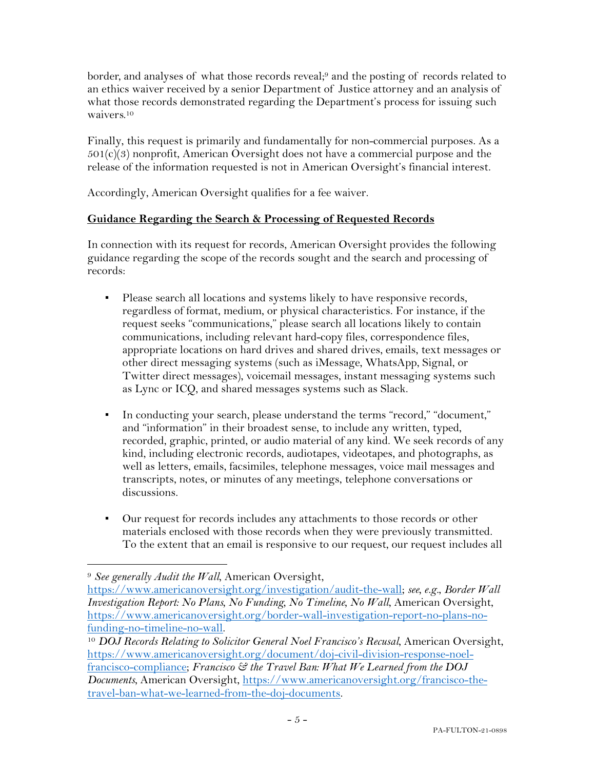border, and analyses of what those records reveal;[9] and the posting of records related to an ethics waiver received by a senior Department of Justice attorney and an analysis of what those records demonstrated regarding the Department's process for issuing such waivers.[10]

Finally, this request is primarily and fundamentally for non-commercial purposes. As a 501(c)(3) nonprofit, American Oversight does not have a commercial purpose and the release of the information requested is not in American Oversight's financial interest.

Accordingly, American Oversight qualifies for a fee waiver.

**Guidance Regarding the Search & Processing of Requested Records**

In connection with its request for records, American Oversight provides the following guidance regarding the scope of the records sought and the search and processing of records:

- Please search all locations and systems likely to have responsive records, regardless of format, medium, or physical characteristics. For instance, if the request seeks "communications," please search all locations likely to contain communications, including relevant hard-copy files, correspondence files, appropriate locations on hard drives and shared drives, emails, text messages or other direct messaging systems (such as iMessage, WhatsApp, Signal, or Twitter direct messages), voicemail messages, instant messaging systems such as Lync or ICQ, and shared messages systems such as Slack.

- In conducting your search, please understand the terms "record," "document," and "information" in their broadest sense, to include any written, typed, recorded, graphic, printed, or audio material of any kind. We seek records of any kind, including electronic records, audiotapes, videotapes, and photographs, as well as letters, emails, facsimiles, telephone messages, voice mail messages and transcripts, notes, or minutes of any meetings, telephone conversations or discussions.

- Our request for records includes any attachments to those records or other materials enclosed with those records when they were previously transmitted. To the extent that an email is responsive to our request, our request includes all

[9] *See generally Audit the Wall*, American Oversight, https://www.americanoversight.org/investigation/audit-the-wall; *see, e.g.*, *Border Wall Investigation Report: No Plans, No Funding, No Timeline, No Wall*, American Oversight, https://www.americanoversight.org/border-wall-investigation-report-no-plans-no-funding-no-timeline-no-wall.

[10] *DOJ Records Relating to Solicitor General Noel Francisco's Recusal*, American Oversight, https://www.americanoversight.org/document/doj-civil-division-response-noel-francisco-compliance; *Francisco & the Travel Ban: What We Learned from the DOJ Documents*, American Oversight, https://www.americanoversight.org/francisco-the-travel-ban-what-we-learned-from-the-doj-documents.

PA-FULTON-21-0898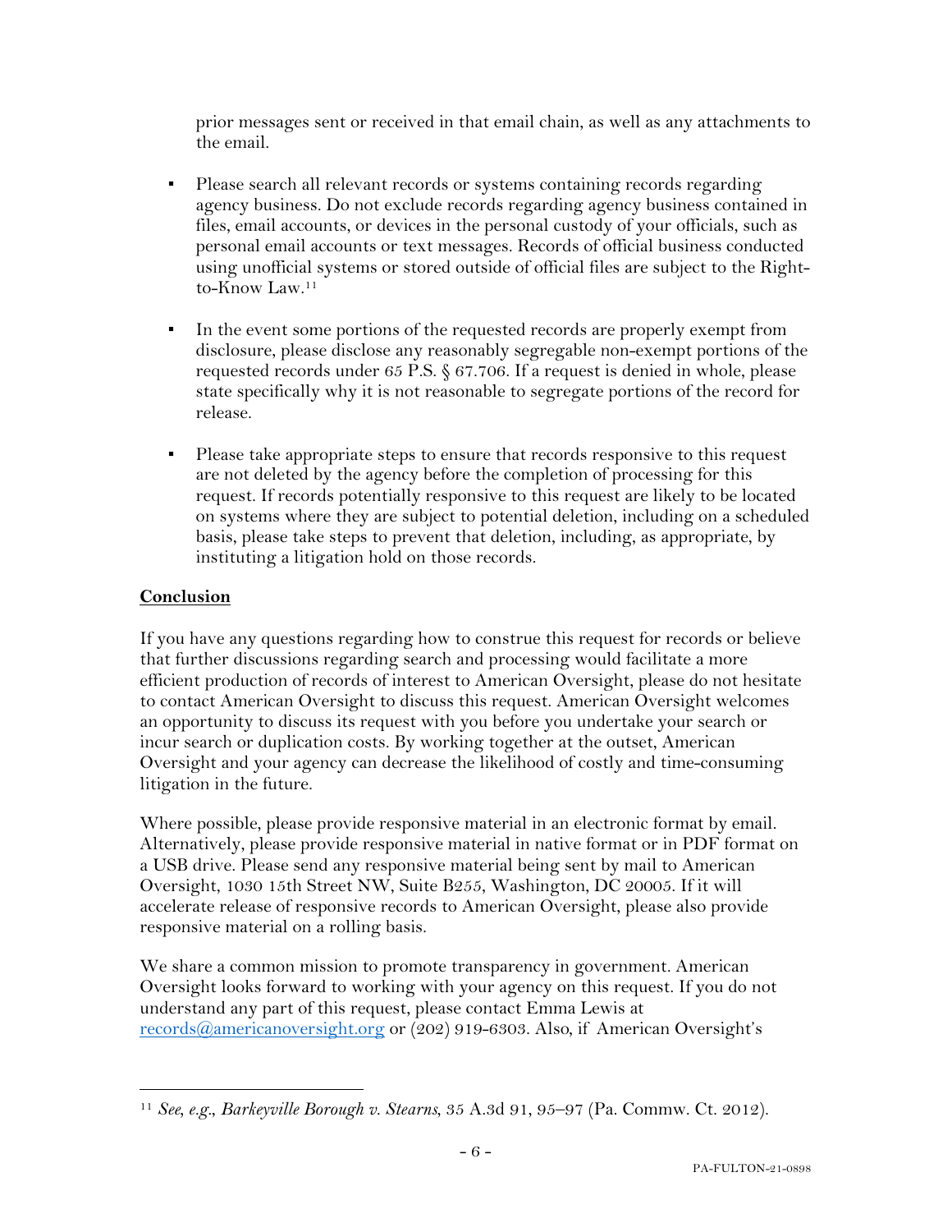prior messages sent or received in that email chain, as well as any attachments to the email.

- Please search all relevant records or systems containing records regarding agency business. Do not exclude records regarding agency business contained in files, email accounts, or devices in the personal custody of your officials, such as personal email accounts or text messages. Records of official business conducted using unofficial systems or stored outside of official files are subject to the Right-to-Know Law.[11]

- In the event some portions of the requested records are properly exempt from disclosure, please disclose any reasonably segregable non-exempt portions of the requested records under 65 P.S. § 67.706. If a request is denied in whole, please state specifically why it is not reasonable to segregate portions of the record for release.

- Please take appropriate steps to ensure that records responsive to this request are not deleted by the agency before the completion of processing for this request. If records potentially responsive to this request are likely to be located on systems where they are subject to potential deletion, including on a scheduled basis, please take steps to prevent that deletion, including, as appropriate, by instituting a litigation hold on those records.

**Conclusion**

If you have any questions regarding how to construe this request for records or believe that further discussions regarding search and processing would facilitate a more efficient production of records of interest to American Oversight, please do not hesitate to contact American Oversight to discuss this request. American Oversight welcomes an opportunity to discuss its request with you before you undertake your search or incur search or duplication costs. By working together at the outset, American Oversight and your agency can decrease the likelihood of costly and time-consuming litigation in the future.

Where possible, please provide responsive material in an electronic format by email. Alternatively, please provide responsive material in native format or in PDF format on a USB drive. Please send any responsive material being sent by mail to American Oversight, 1030 15th Street NW, Suite B255, Washington, DC 20005. If it will accelerate release of responsive records to American Oversight, please also provide responsive material on a rolling basis.

We share a common mission to promote transparency in government. American Oversight looks forward to working with your agency on this request. If you do not understand any part of this request, please contact Emma Lewis at records@americanoversight.org or (202) 919-6303. Also, if American Oversight's

---

[11] *See, e.g.*, *Barkeyville Borough v. Stearns*, 35 A.3d 91, 95–97 (Pa. Commw. Ct. 2012).

PA-FULTON-21-0898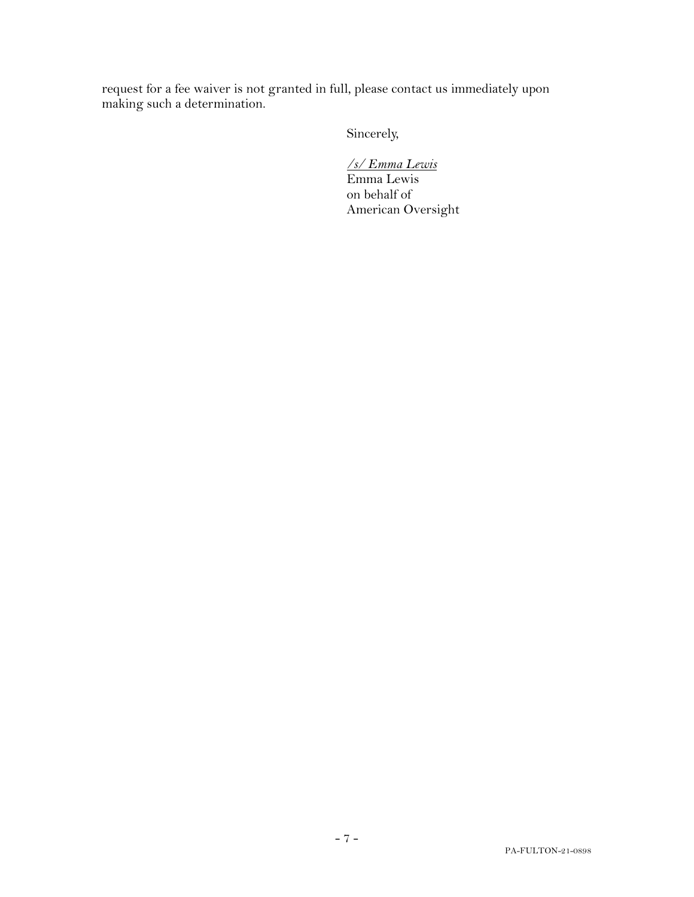request for a fee waiver is not granted in full, please contact us immediately upon making such a determination.

Sincerely,

*/s/ Emma Lewis*
Emma Lewis
on behalf of
American Oversight

PA-FULTON-21-0898